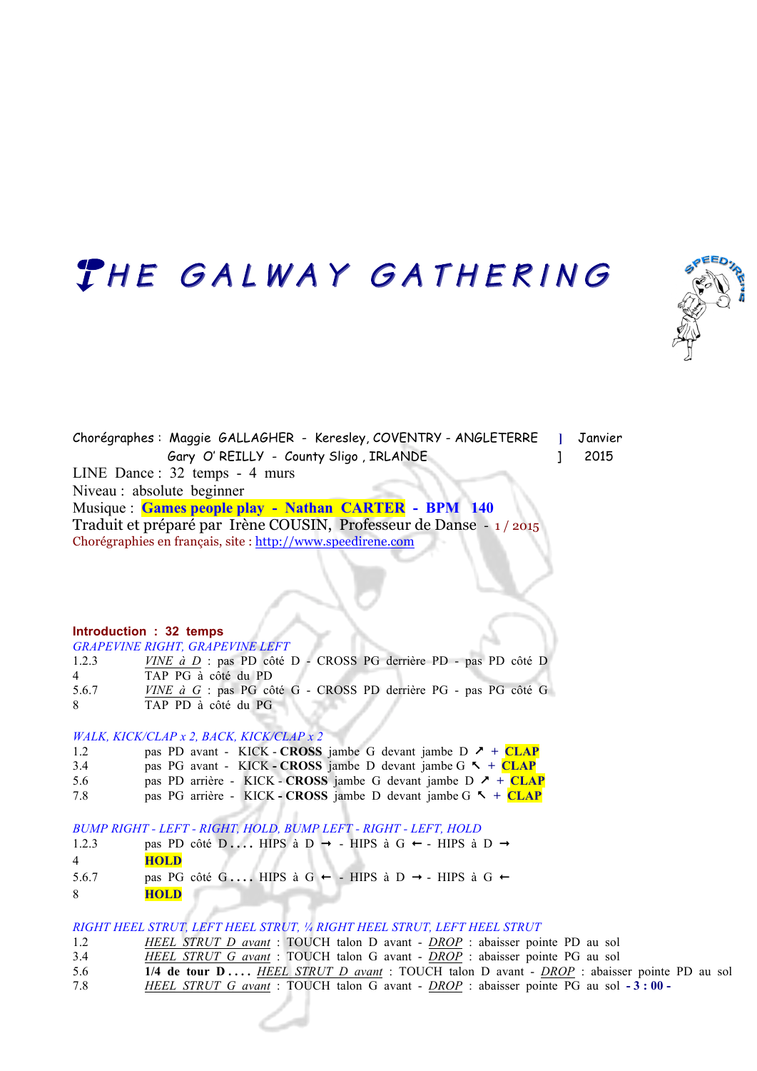# THE GALWAY GATHERING

Chorégraphes : Maggie GALLAGHER - Keresley, COVENTRY - ANGLETERRE ] Janvier
Gary O' REILLY - County Sligo , IRLANDE ] 2015

LINE Dance : 32 temps - 4 murs
Niveau : absolute beginner
Musique : **Games people play - Nathan CARTER - BPM 140**
Traduit et préparé par Irène COUSIN, Professeur de Danse - 1 / 2015
Chorégraphies en français, site : http://www.speedirene.com

**Introduction : 32 temps**

*GRAPEVINE RIGHT, GRAPEVINE LEFT*

| | |
|---|---|
| 1.2.3 | <u>*VINE à D*</u> : pas PD côté D - CROSS PG derrière PD - pas PD côté D |
| 4 | TAP PG à côté du PD |
| 5.6.7 | <u>*VINE à G*</u> : pas PG côté G - CROSS PD derrière PG - pas PG côté G |
| 8 | TAP PD à côté du PG |

*WALK, KICK/CLAP x 2, BACK, KICK/CLAP x 2*

| | |
|---|---|
| 1.2 | pas PD avant - KICK - **CROSS** jambe G devant jambe D ↗ + **CLAP** |
| 3.4 | pas PG avant - KICK - **CROSS** jambe D devant jambe G ↖ + **CLAP** |
| 5.6 | pas PD arrière - KICK - **CROSS** jambe G devant jambe D ↗ + **CLAP** |
| 7.8 | pas PG arrière - KICK - **CROSS** jambe D devant jambe G ↖ + **CLAP** |

*BUMP RIGHT - LEFT - RIGHT, HOLD, BUMP LEFT - RIGHT - LEFT, HOLD*

| | |
|---|---|
| 1.2.3 | pas PD côté D . . . . HIPS à D → - HIPS à G ← - HIPS à D → |
| 4 | **HOLD** |
| 5.6.7 | pas PG côté G . . . . HIPS à G ← - HIPS à D → - HIPS à G ← |
| 8 | **HOLD** |

*RIGHT HEEL STRUT, LEFT HEEL STRUT, ¼ RIGHT HEEL STRUT, LEFT HEEL STRUT*

| | |
|---|---|
| 1.2 | <u>*HEEL STRUT D avant*</u> : TOUCH talon D avant - <u>*DROP*</u> : abaisser pointe PD au sol |
| 3.4 | <u>*HEEL STRUT G avant*</u> : TOUCH talon G avant - <u>*DROP*</u> : abaisser pointe PG au sol |
| 5.6 | **1/4 de tour D . . . .** <u>*HEEL STRUT D avant*</u> : TOUCH talon D avant - <u>*DROP*</u> : abaisser pointe PD au sol |
| 7.8 | <u>*HEEL STRUT G avant*</u> : TOUCH talon G avant - <u>*DROP*</u> : abaisser pointe PG au sol **- 3 : 00 -** |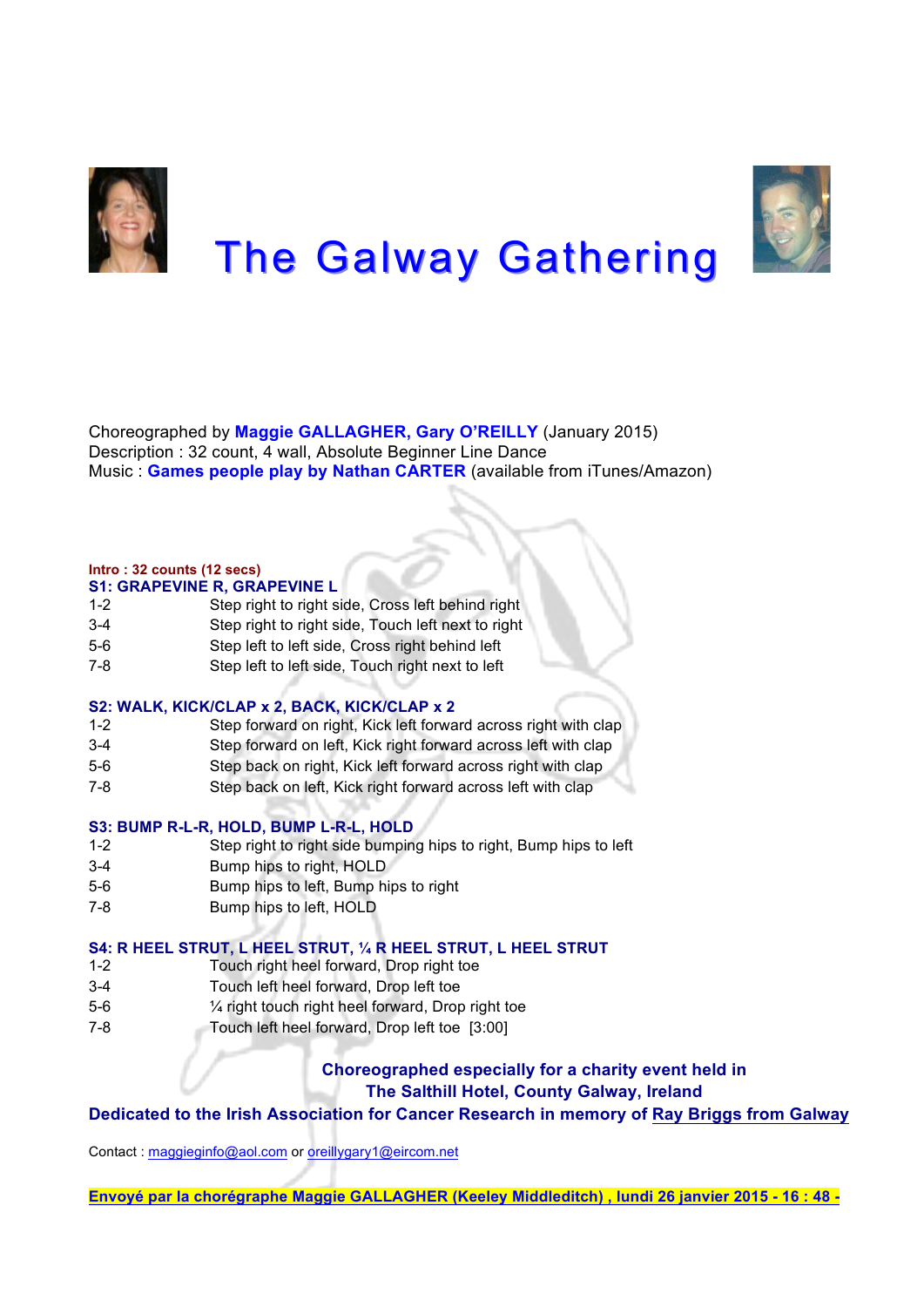# The Galway Gathering

Choreographed by **Maggie GALLAGHER, Gary O'REILLY** (January 2015)
Description : 32 count, 4 wall, Absolute Beginner Line Dance
Music : **Games people play by Nathan CARTER** (available from iTunes/Amazon)

**Intro : 32 counts (12 secs)**

### S1: GRAPEVINE R, GRAPEVINE L

| | |
|---|---|
| 1-2 | Step right to right side, Cross left behind right |
| 3-4 | Step right to right side, Touch left next to right |
| 5-6 | Step left to left side, Cross right behind left |
| 7-8 | Step left to left side, Touch right next to left |

### S2: WALK, KICK/CLAP x 2, BACK, KICK/CLAP x 2

| | |
|---|---|
| 1-2 | Step forward on right, Kick left forward across right with clap |
| 3-4 | Step forward on left, Kick right forward across left with clap |
| 5-6 | Step back on right, Kick left forward across right with clap |
| 7-8 | Step back on left, Kick right forward across left with clap |

### S3: BUMP R-L-R, HOLD, BUMP L-R-L, HOLD

| | |
|---|---|
| 1-2 | Step right to right side bumping hips to right, Bump hips to left |
| 3-4 | Bump hips to right, HOLD |
| 5-6 | Bump hips to left, Bump hips to right |
| 7-8 | Bump hips to left, HOLD |

### S4: R HEEL STRUT, L HEEL STRUT, ¼ R HEEL STRUT, L HEEL STRUT

| | |
|---|---|
| 1-2 | Touch right heel forward, Drop right toe |
| 3-4 | Touch left heel forward, Drop left toe |
| 5-6 | ¼ right touch right heel forward, Drop right toe |
| 7-8 | Touch left heel forward, Drop left toe [3:00] |

**Choreographed especially for a charity event held in The Salthill Hotel, County Galway, Ireland**
**Dedicated to the Irish Association for Cancer Research in memory of Ray Briggs from Galway**

Contact : maggieginfo@aol.com or oreillygary1@eircom.net

**Envoyé par la chorégraphe Maggie GALLAGHER (Keeley Middleditch) , lundi 26 janvier 2015 - 16 : 48 -**